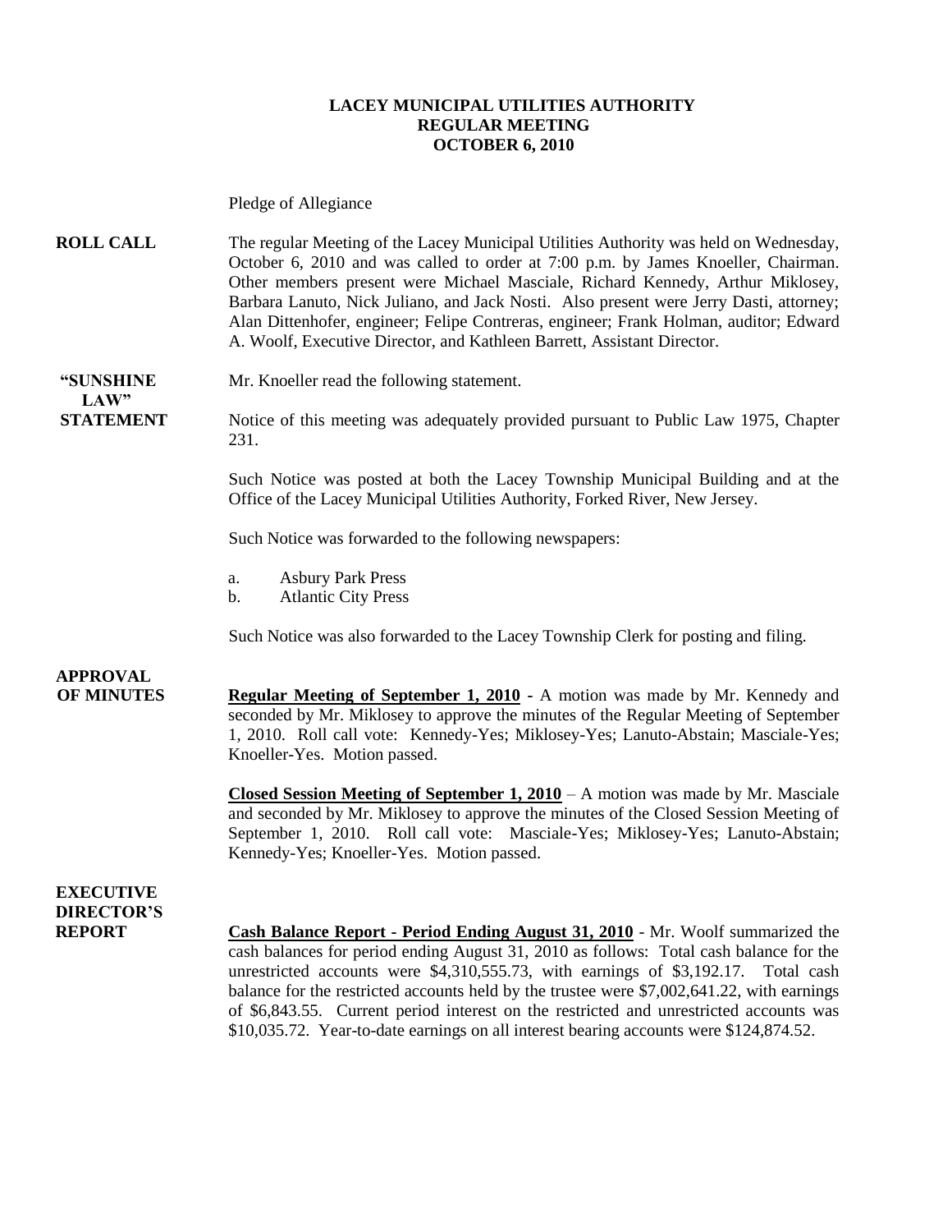**LACEY MUNICIPAL UTILITIES AUTHORITY**
**REGULAR MEETING**
**OCTOBER 6, 2010**

Pledge of Allegiance

**ROLL CALL** The regular Meeting of the Lacey Municipal Utilities Authority was held on Wednesday, October 6, 2010 and was called to order at 7:00 p.m. by James Knoeller, Chairman. Other members present were Michael Masciale, Richard Kennedy, Arthur Miklosey, Barbara Lanuto, Nick Juliano, and Jack Nosti. Also present were Jerry Dasti, attorney; Alan Dittenhofer, engineer; Felipe Contreras, engineer; Frank Holman, auditor; Edward A. Woolf, Executive Director, and Kathleen Barrett, Assistant Director.

**"SUNSHINE LAW" STATEMENT** Mr. Knoeller read the following statement.

Notice of this meeting was adequately provided pursuant to Public Law 1975, Chapter 231.

Such Notice was posted at both the Lacey Township Municipal Building and at the Office of the Lacey Municipal Utilities Authority, Forked River, New Jersey.

Such Notice was forwarded to the following newspapers:

a. Asbury Park Press
b. Atlantic City Press

Such Notice was also forwarded to the Lacey Township Clerk for posting and filing.

**APPROVAL OF MINUTES** **Regular Meeting of September 1, 2010** - A motion was made by Mr. Kennedy and seconded by Mr. Miklosey to approve the minutes of the Regular Meeting of September 1, 2010. Roll call vote: Kennedy-Yes; Miklosey-Yes; Lanuto-Abstain; Masciale-Yes; Knoeller-Yes. Motion passed.

**Closed Session Meeting of September 1, 2010** – A motion was made by Mr. Masciale and seconded by Mr. Miklosey to approve the minutes of the Closed Session Meeting of September 1, 2010. Roll call vote: Masciale-Yes; Miklosey-Yes; Lanuto-Abstain; Kennedy-Yes; Knoeller-Yes. Motion passed.

**EXECUTIVE DIRECTOR'S REPORT** **Cash Balance Report - Period Ending August 31, 2010** - Mr. Woolf summarized the cash balances for period ending August 31, 2010 as follows: Total cash balance for the unrestricted accounts were $4,310,555.73, with earnings of $3,192.17. Total cash balance for the restricted accounts held by the trustee were $7,002,641.22, with earnings of $6,843.55. Current period interest on the restricted and unrestricted accounts was $10,035.72. Year-to-date earnings on all interest bearing accounts were $124,874.52.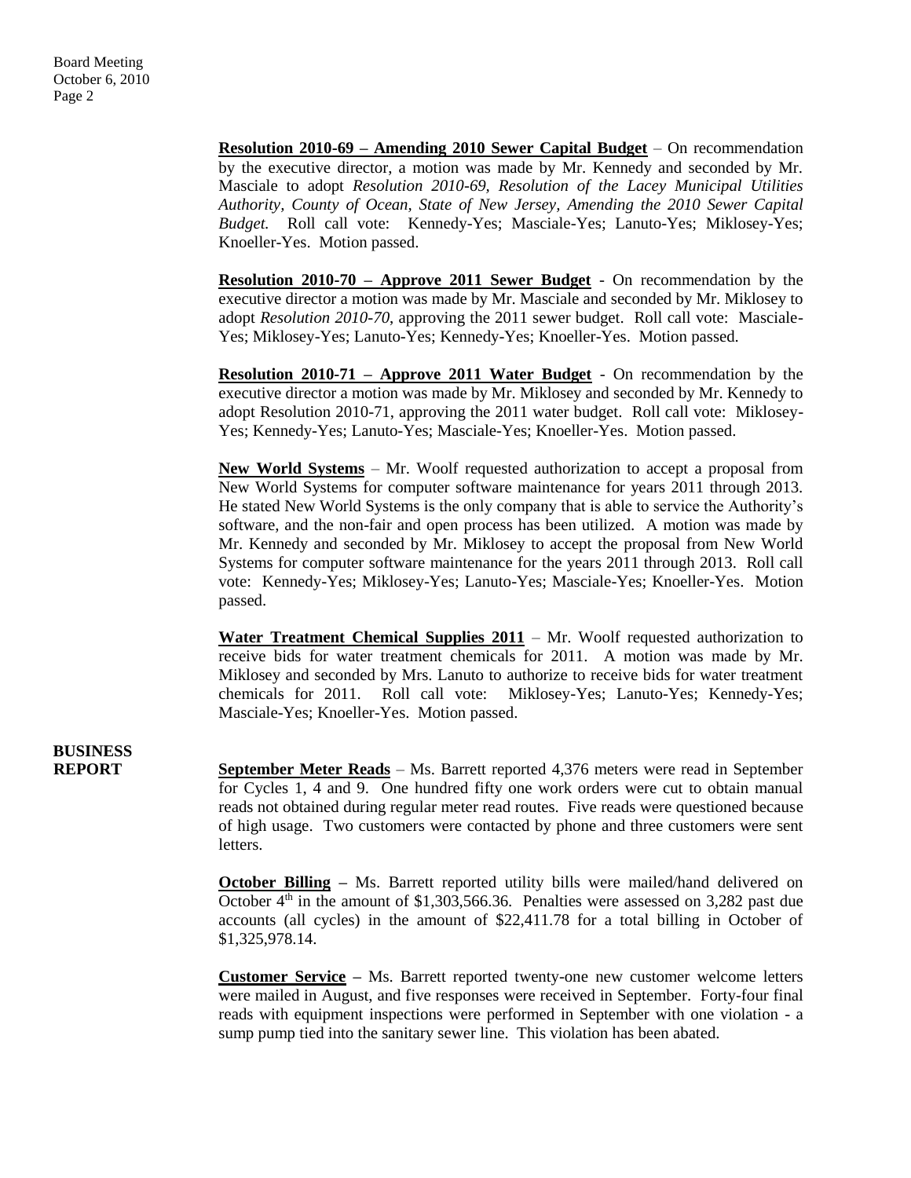**Resolution 2010-69 – Amending 2010 Sewer Capital Budget** – On recommendation by the executive director, a motion was made by Mr. Kennedy and seconded by Mr. Masciale to adopt *Resolution 2010-69, Resolution of the Lacey Municipal Utilities Authority, County of Ocean, State of New Jersey, Amending the 2010 Sewer Capital Budget.* Roll call vote: Kennedy-Yes; Masciale-Yes; Lanuto-Yes; Miklosey-Yes; Knoeller-Yes. Motion passed.

**Resolution 2010-70 – Approve 2011 Sewer Budget** - On recommendation by the executive director a motion was made by Mr. Masciale and seconded by Mr. Miklosey to adopt *Resolution 2010-70*, approving the 2011 sewer budget. Roll call vote: Masciale-Yes; Miklosey-Yes; Lanuto-Yes; Kennedy-Yes; Knoeller-Yes. Motion passed.

**Resolution 2010-71 – Approve 2011 Water Budget** - On recommendation by the executive director a motion was made by Mr. Miklosey and seconded by Mr. Kennedy to adopt Resolution 2010-71, approving the 2011 water budget. Roll call vote: Miklosey-Yes; Kennedy-Yes; Lanuto-Yes; Masciale-Yes; Knoeller-Yes. Motion passed.

**New World Systems** – Mr. Woolf requested authorization to accept a proposal from New World Systems for computer software maintenance for years 2011 through 2013. He stated New World Systems is the only company that is able to service the Authority's software, and the non-fair and open process has been utilized. A motion was made by Mr. Kennedy and seconded by Mr. Miklosey to accept the proposal from New World Systems for computer software maintenance for the years 2011 through 2013. Roll call vote: Kennedy-Yes; Miklosey-Yes; Lanuto-Yes; Masciale-Yes; Knoeller-Yes. Motion passed.

**Water Treatment Chemical Supplies 2011** – Mr. Woolf requested authorization to receive bids for water treatment chemicals for 2011. A motion was made by Mr. Miklosey and seconded by Mrs. Lanuto to authorize to receive bids for water treatment chemicals for 2011. Roll call vote: Miklosey-Yes; Lanuto-Yes; Kennedy-Yes; Masciale-Yes; Knoeller-Yes. Motion passed.

## BUSINESS REPORT

**September Meter Reads** – Ms. Barrett reported 4,376 meters were read in September for Cycles 1, 4 and 9. One hundred fifty one work orders were cut to obtain manual reads not obtained during regular meter read routes. Five reads were questioned because of high usage. Two customers were contacted by phone and three customers were sent letters.

**October Billing –** Ms. Barrett reported utility bills were mailed/hand delivered on October 4th in the amount of $1,303,566.36. Penalties were assessed on 3,282 past due accounts (all cycles) in the amount of $22,411.78 for a total billing in October of $1,325,978.14.

**Customer Service –** Ms. Barrett reported twenty-one new customer welcome letters were mailed in August, and five responses were received in September. Forty-four final reads with equipment inspections were performed in September with one violation - a sump pump tied into the sanitary sewer line. This violation has been abated.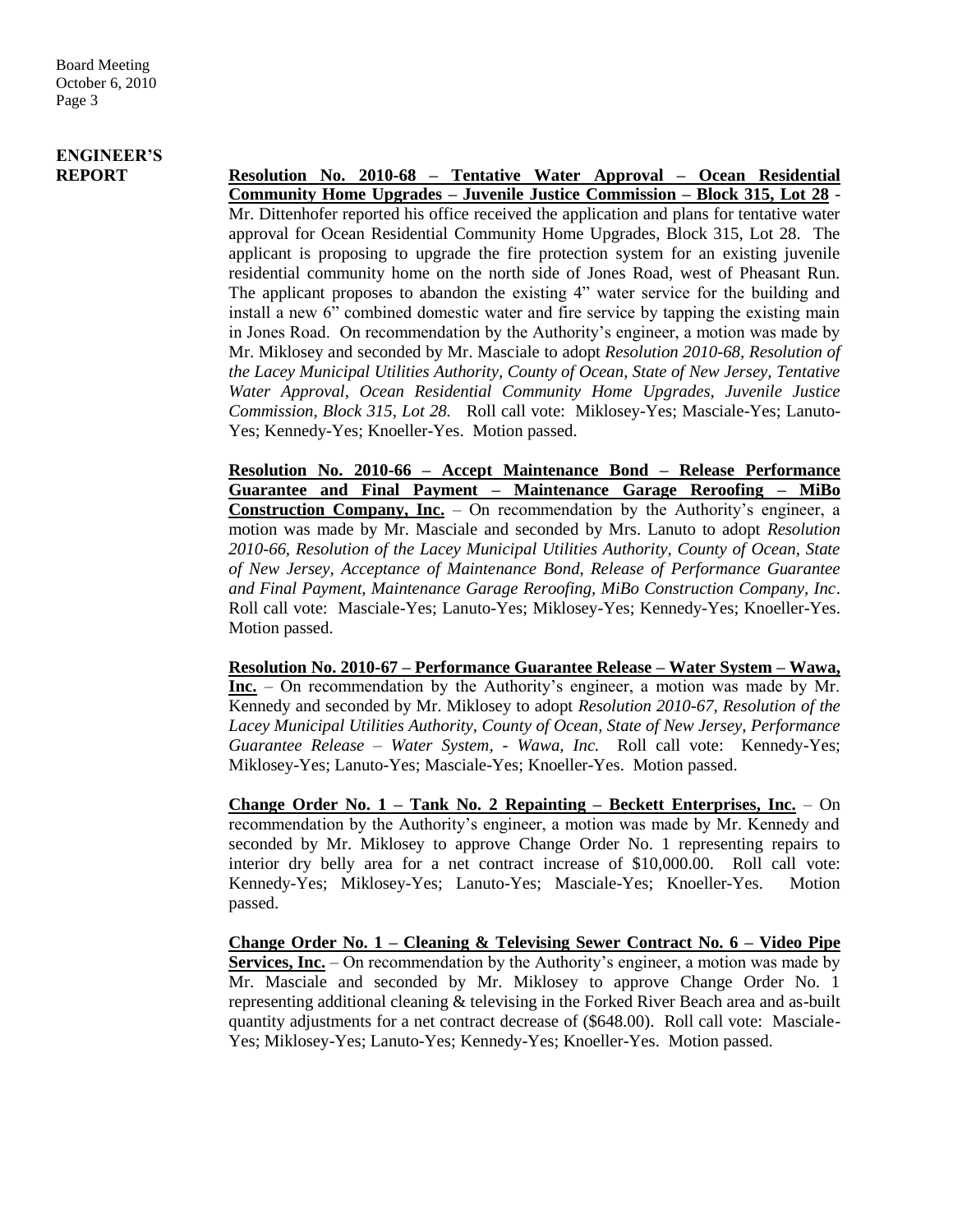## ENGINEER'S REPORT

**Resolution No. 2010-68 – Tentative Water Approval – Ocean Residential Community Home Upgrades – Juvenile Justice Commission – Block 315, Lot 28** - Mr. Dittenhofer reported his office received the application and plans for tentative water approval for Ocean Residential Community Home Upgrades, Block 315, Lot 28. The applicant is proposing to upgrade the fire protection system for an existing juvenile residential community home on the north side of Jones Road, west of Pheasant Run. The applicant proposes to abandon the existing 4" water service for the building and install a new 6" combined domestic water and fire service by tapping the existing main in Jones Road. On recommendation by the Authority's engineer, a motion was made by Mr. Miklosey and seconded by Mr. Masciale to adopt *Resolution 2010-68, Resolution of the Lacey Municipal Utilities Authority, County of Ocean, State of New Jersey, Tentative Water Approval, Ocean Residential Community Home Upgrades, Juvenile Justice Commission, Block 315, Lot 28.* Roll call vote: Miklosey-Yes; Masciale-Yes; Lanuto-Yes; Kennedy-Yes; Knoeller-Yes. Motion passed.

**Resolution No. 2010-66 – Accept Maintenance Bond – Release Performance Guarantee and Final Payment – Maintenance Garage Reroofing – MiBo Construction Company, Inc.** – On recommendation by the Authority's engineer, a motion was made by Mr. Masciale and seconded by Mrs. Lanuto to adopt *Resolution 2010-66, Resolution of the Lacey Municipal Utilities Authority, County of Ocean, State of New Jersey, Acceptance of Maintenance Bond, Release of Performance Guarantee and Final Payment, Maintenance Garage Reroofing, MiBo Construction Company, Inc*. Roll call vote: Masciale-Yes; Lanuto-Yes; Miklosey-Yes; Kennedy-Yes; Knoeller-Yes. Motion passed.

**Resolution No. 2010-67 – Performance Guarantee Release – Water System – Wawa, Inc.** – On recommendation by the Authority's engineer, a motion was made by Mr. Kennedy and seconded by Mr. Miklosey to adopt *Resolution 2010-67, Resolution of the Lacey Municipal Utilities Authority, County of Ocean, State of New Jersey, Performance Guarantee Release – Water System, - Wawa, Inc.* Roll call vote: Kennedy-Yes; Miklosey-Yes; Lanuto-Yes; Masciale-Yes; Knoeller-Yes. Motion passed.

**Change Order No. 1 – Tank No. 2 Repainting – Beckett Enterprises, Inc.** – On recommendation by the Authority's engineer, a motion was made by Mr. Kennedy and seconded by Mr. Miklosey to approve Change Order No. 1 representing repairs to interior dry belly area for a net contract increase of $10,000.00. Roll call vote: Kennedy-Yes; Miklosey-Yes; Lanuto-Yes; Masciale-Yes; Knoeller-Yes. Motion passed.

**Change Order No. 1 – Cleaning & Televising Sewer Contract No. 6 – Video Pipe Services, Inc.** – On recommendation by the Authority's engineer, a motion was made by Mr. Masciale and seconded by Mr. Miklosey to approve Change Order No. 1 representing additional cleaning & televising in the Forked River Beach area and as-built quantity adjustments for a net contract decrease of ($648.00). Roll call vote: Masciale-Yes; Miklosey-Yes; Lanuto-Yes; Kennedy-Yes; Knoeller-Yes. Motion passed.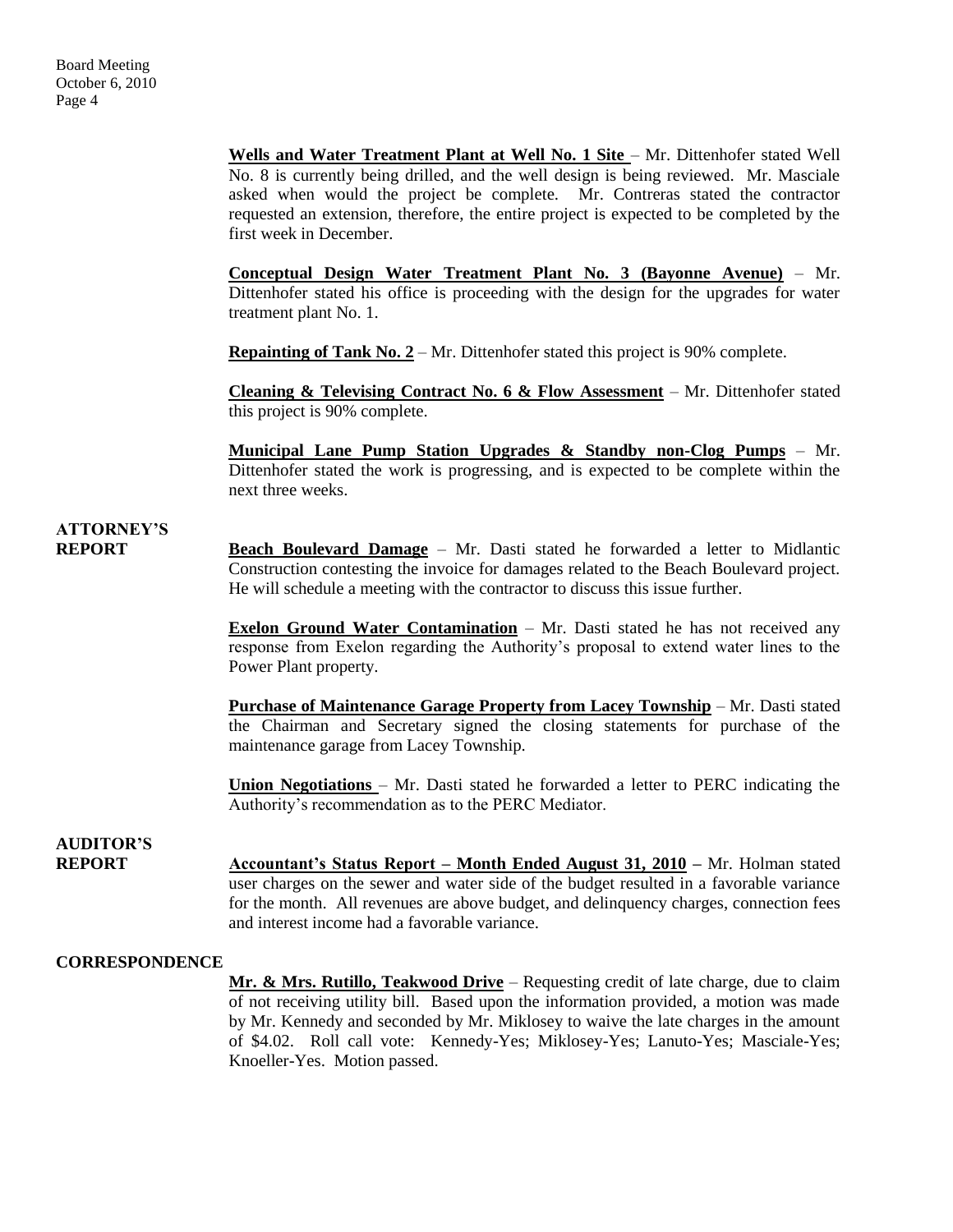**Wells and Water Treatment Plant at Well No. 1 Site** – Mr. Dittenhofer stated Well No. 8 is currently being drilled, and the well design is being reviewed. Mr. Masciale asked when would the project be complete. Mr. Contreras stated the contractor requested an extension, therefore, the entire project is expected to be completed by the first week in December.

**Conceptual Design Water Treatment Plant No. 3 (Bayonne Avenue)** – Mr. Dittenhofer stated his office is proceeding with the design for the upgrades for water treatment plant No. 1.

**Repainting of Tank No. 2** – Mr. Dittenhofer stated this project is 90% complete.

**Cleaning & Televising Contract No. 6 & Flow Assessment** – Mr. Dittenhofer stated this project is 90% complete.

**Municipal Lane Pump Station Upgrades & Standby non-Clog Pumps** – Mr. Dittenhofer stated the work is progressing, and is expected to be complete within the next three weeks.

## ATTORNEY'S REPORT

**Beach Boulevard Damage** – Mr. Dasti stated he forwarded a letter to Midlantic Construction contesting the invoice for damages related to the Beach Boulevard project. He will schedule a meeting with the contractor to discuss this issue further.

**Exelon Ground Water Contamination** – Mr. Dasti stated he has not received any response from Exelon regarding the Authority's proposal to extend water lines to the Power Plant property.

**Purchase of Maintenance Garage Property from Lacey Township** – Mr. Dasti stated the Chairman and Secretary signed the closing statements for purchase of the maintenance garage from Lacey Township.

**Union Negotiations** – Mr. Dasti stated he forwarded a letter to PERC indicating the Authority's recommendation as to the PERC Mediator.

## AUDITOR'S REPORT

**Accountant's Status Report – Month Ended August 31, 2010** – Mr. Holman stated user charges on the sewer and water side of the budget resulted in a favorable variance for the month. All revenues are above budget, and delinquency charges, connection fees and interest income had a favorable variance.

## CORRESPONDENCE

**Mr. & Mrs. Rutillo, Teakwood Drive** – Requesting credit of late charge, due to claim of not receiving utility bill. Based upon the information provided, a motion was made by Mr. Kennedy and seconded by Mr. Miklosey to waive the late charges in the amount of $4.02. Roll call vote: Kennedy-Yes; Miklosey-Yes; Lanuto-Yes; Masciale-Yes; Knoeller-Yes. Motion passed.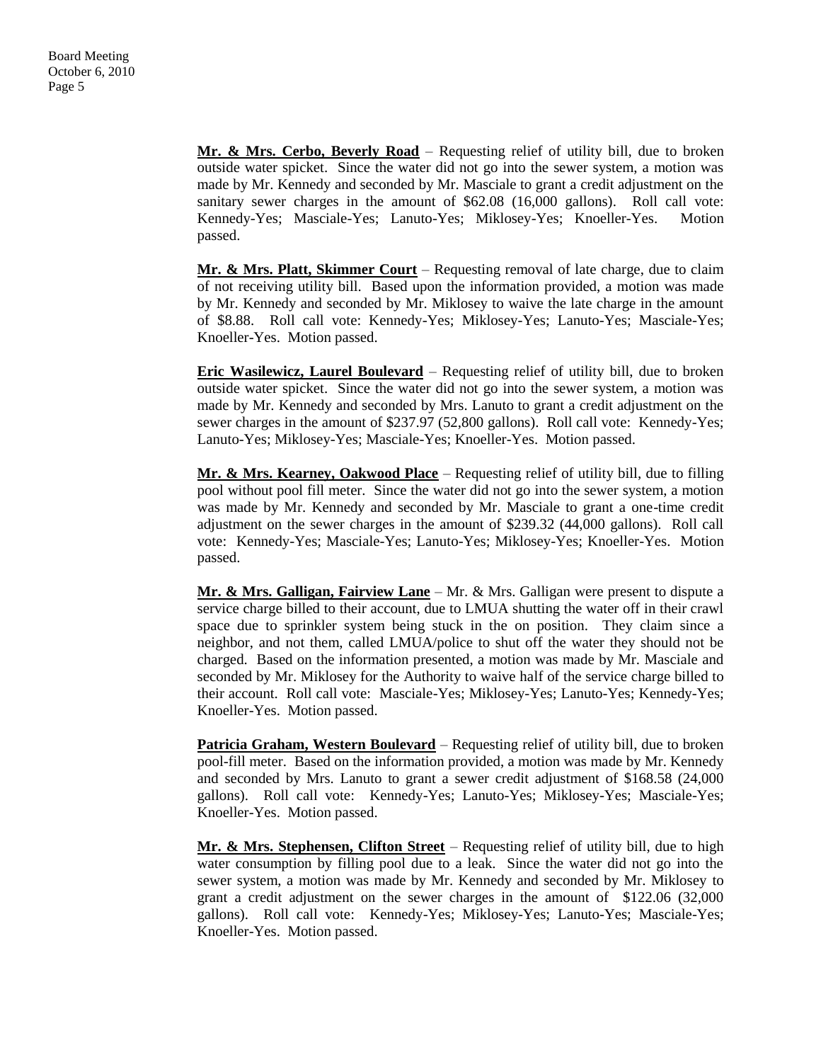**Mr. & Mrs. Cerbo, Beverly Road** – Requesting relief of utility bill, due to broken outside water spicket. Since the water did not go into the sewer system, a motion was made by Mr. Kennedy and seconded by Mr. Masciale to grant a credit adjustment on the sanitary sewer charges in the amount of $62.08 (16,000 gallons). Roll call vote: Kennedy-Yes; Masciale-Yes; Lanuto-Yes; Miklosey-Yes; Knoeller-Yes. Motion passed.

**Mr. & Mrs. Platt, Skimmer Court** – Requesting removal of late charge, due to claim of not receiving utility bill. Based upon the information provided, a motion was made by Mr. Kennedy and seconded by Mr. Miklosey to waive the late charge in the amount of $8.88. Roll call vote: Kennedy-Yes; Miklosey-Yes; Lanuto-Yes; Masciale-Yes; Knoeller-Yes. Motion passed.

**Eric Wasilewicz, Laurel Boulevard** – Requesting relief of utility bill, due to broken outside water spicket. Since the water did not go into the sewer system, a motion was made by Mr. Kennedy and seconded by Mrs. Lanuto to grant a credit adjustment on the sewer charges in the amount of $237.97 (52,800 gallons). Roll call vote: Kennedy-Yes; Lanuto-Yes; Miklosey-Yes; Masciale-Yes; Knoeller-Yes. Motion passed.

**Mr. & Mrs. Kearney, Oakwood Place** – Requesting relief of utility bill, due to filling pool without pool fill meter. Since the water did not go into the sewer system, a motion was made by Mr. Kennedy and seconded by Mr. Masciale to grant a one-time credit adjustment on the sewer charges in the amount of $239.32 (44,000 gallons). Roll call vote: Kennedy-Yes; Masciale-Yes; Lanuto-Yes; Miklosey-Yes; Knoeller-Yes. Motion passed.

**Mr. & Mrs. Galligan, Fairview Lane** – Mr. & Mrs. Galligan were present to dispute a service charge billed to their account, due to LMUA shutting the water off in their crawl space due to sprinkler system being stuck in the on position. They claim since a neighbor, and not them, called LMUA/police to shut off the water they should not be charged. Based on the information presented, a motion was made by Mr. Masciale and seconded by Mr. Miklosey for the Authority to waive half of the service charge billed to their account. Roll call vote: Masciale-Yes; Miklosey-Yes; Lanuto-Yes; Kennedy-Yes; Knoeller-Yes. Motion passed.

**Patricia Graham, Western Boulevard** – Requesting relief of utility bill, due to broken pool-fill meter. Based on the information provided, a motion was made by Mr. Kennedy and seconded by Mrs. Lanuto to grant a sewer credit adjustment of $168.58 (24,000 gallons). Roll call vote: Kennedy-Yes; Lanuto-Yes; Miklosey-Yes; Masciale-Yes; Knoeller-Yes. Motion passed.

**Mr. & Mrs. Stephensen, Clifton Street** – Requesting relief of utility bill, due to high water consumption by filling pool due to a leak. Since the water did not go into the sewer system, a motion was made by Mr. Kennedy and seconded by Mr. Miklosey to grant a credit adjustment on the sewer charges in the amount of $122.06 (32,000 gallons). Roll call vote: Kennedy-Yes; Miklosey-Yes; Lanuto-Yes; Masciale-Yes; Knoeller-Yes. Motion passed.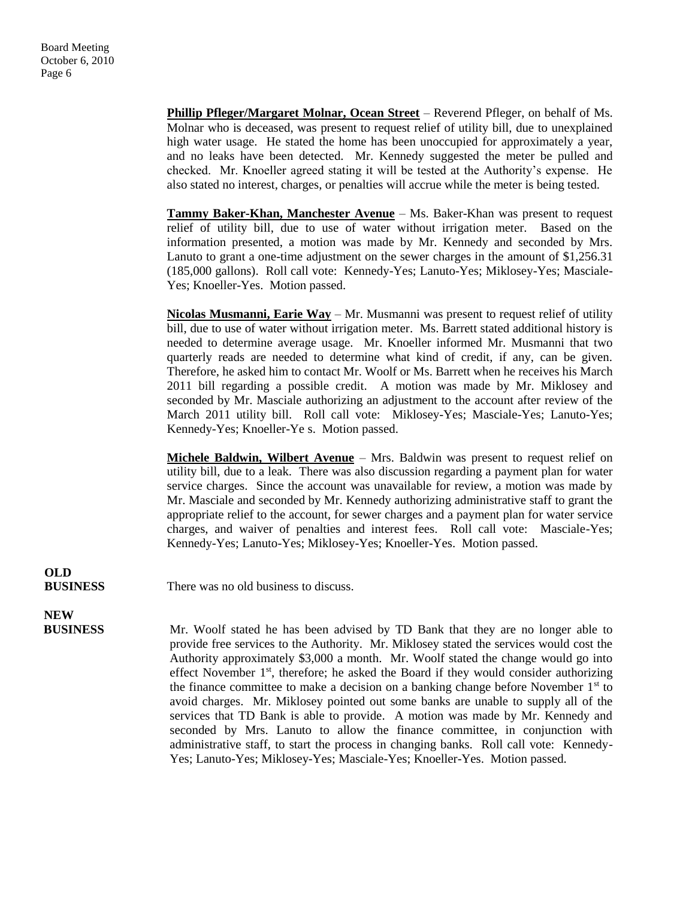**Phillip Pfleger/Margaret Molnar, Ocean Street** – Reverend Pfleger, on behalf of Ms. Molnar who is deceased, was present to request relief of utility bill, due to unexplained high water usage. He stated the home has been unoccupied for approximately a year, and no leaks have been detected. Mr. Kennedy suggested the meter be pulled and checked. Mr. Knoeller agreed stating it will be tested at the Authority's expense. He also stated no interest, charges, or penalties will accrue while the meter is being tested.

**Tammy Baker-Khan, Manchester Avenue** – Ms. Baker-Khan was present to request relief of utility bill, due to use of water without irrigation meter. Based on the information presented, a motion was made by Mr. Kennedy and seconded by Mrs. Lanuto to grant a one-time adjustment on the sewer charges in the amount of $1,256.31 (185,000 gallons). Roll call vote: Kennedy-Yes; Lanuto-Yes; Miklosey-Yes; Masciale-Yes; Knoeller-Yes. Motion passed.

**Nicolas Musmanni, Earie Way** – Mr. Musmanni was present to request relief of utility bill, due to use of water without irrigation meter. Ms. Barrett stated additional history is needed to determine average usage. Mr. Knoeller informed Mr. Musmanni that two quarterly reads are needed to determine what kind of credit, if any, can be given. Therefore, he asked him to contact Mr. Woolf or Ms. Barrett when he receives his March 2011 bill regarding a possible credit. A motion was made by Mr. Miklosey and seconded by Mr. Masciale authorizing an adjustment to the account after review of the March 2011 utility bill. Roll call vote: Miklosey-Yes; Masciale-Yes; Lanuto-Yes; Kennedy-Yes; Knoeller-Ye s. Motion passed.

**Michele Baldwin, Wilbert Avenue** – Mrs. Baldwin was present to request relief on utility bill, due to a leak. There was also discussion regarding a payment plan for water service charges. Since the account was unavailable for review, a motion was made by Mr. Masciale and seconded by Mr. Kennedy authorizing administrative staff to grant the appropriate relief to the account, for sewer charges and a payment plan for water service charges, and waiver of penalties and interest fees. Roll call vote: Masciale-Yes; Kennedy-Yes; Lanuto-Yes; Miklosey-Yes; Knoeller-Yes. Motion passed.

**OLD BUSINESS**

There was no old business to discuss.

**NEW BUSINESS**

Mr. Woolf stated he has been advised by TD Bank that they are no longer able to provide free services to the Authority. Mr. Miklosey stated the services would cost the Authority approximately $3,000 a month. Mr. Woolf stated the change would go into effect November 1st, therefore; he asked the Board if they would consider authorizing the finance committee to make a decision on a banking change before November 1st to avoid charges. Mr. Miklosey pointed out some banks are unable to supply all of the services that TD Bank is able to provide. A motion was made by Mr. Kennedy and seconded by Mrs. Lanuto to allow the finance committee, in conjunction with administrative staff, to start the process in changing banks. Roll call vote: Kennedy-Yes; Lanuto-Yes; Miklosey-Yes; Masciale-Yes; Knoeller-Yes. Motion passed.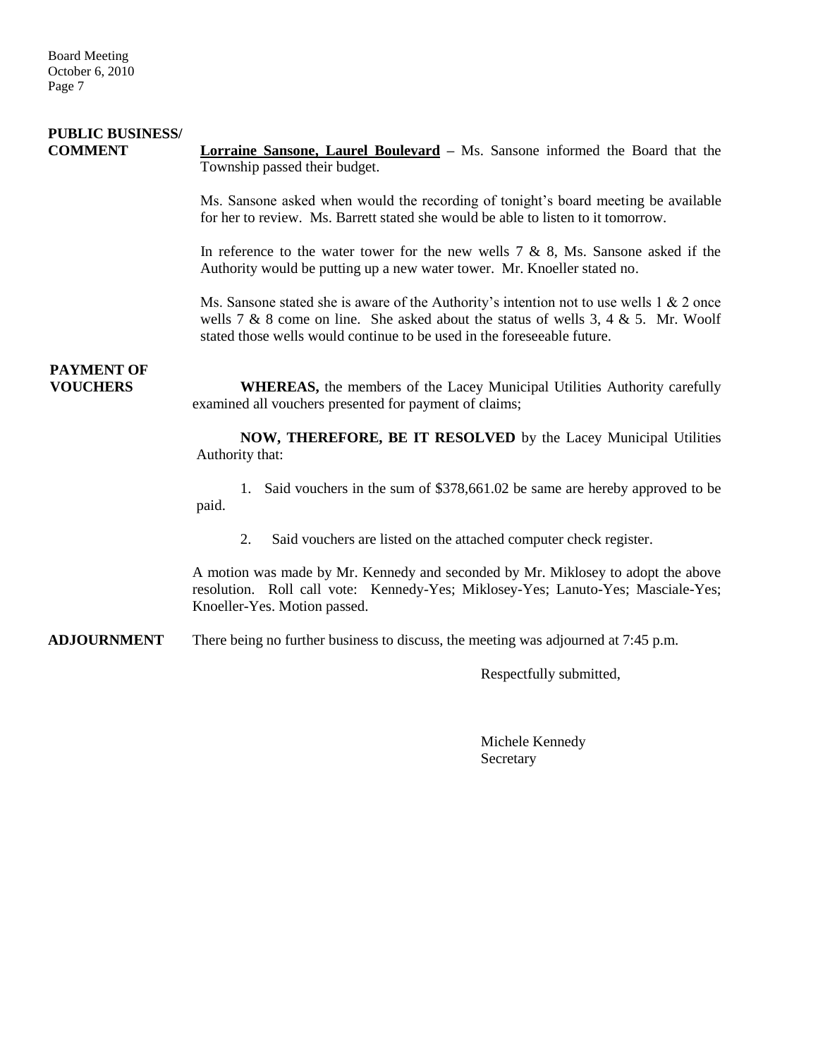**PUBLIC BUSINESS/ COMMENT**

**Lorraine Sansone, Laurel Boulevard** – Ms. Sansone informed the Board that the Township passed their budget.

Ms. Sansone asked when would the recording of tonight's board meeting be available for her to review. Ms. Barrett stated she would be able to listen to it tomorrow.

In reference to the water tower for the new wells 7 & 8, Ms. Sansone asked if the Authority would be putting up a new water tower. Mr. Knoeller stated no.

Ms. Sansone stated she is aware of the Authority's intention not to use wells 1 & 2 once wells 7 & 8 come on line. She asked about the status of wells 3, 4 & 5. Mr. Woolf stated those wells would continue to be used in the foreseeable future.

**PAYMENT OF VOUCHERS**

**WHEREAS,** the members of the Lacey Municipal Utilities Authority carefully examined all vouchers presented for payment of claims;

**NOW, THEREFORE, BE IT RESOLVED** by the Lacey Municipal Utilities Authority that:

1. Said vouchers in the sum of $378,661.02 be same are hereby approved to be paid.
2. Said vouchers are listed on the attached computer check register.

A motion was made by Mr. Kennedy and seconded by Mr. Miklosey to adopt the above resolution. Roll call vote: Kennedy-Yes; Miklosey-Yes; Lanuto-Yes; Masciale-Yes; Knoeller-Yes. Motion passed.

**ADJOURNMENT**

There being no further business to discuss, the meeting was adjourned at 7:45 p.m.

Respectfully submitted,

Michele Kennedy
Secretary